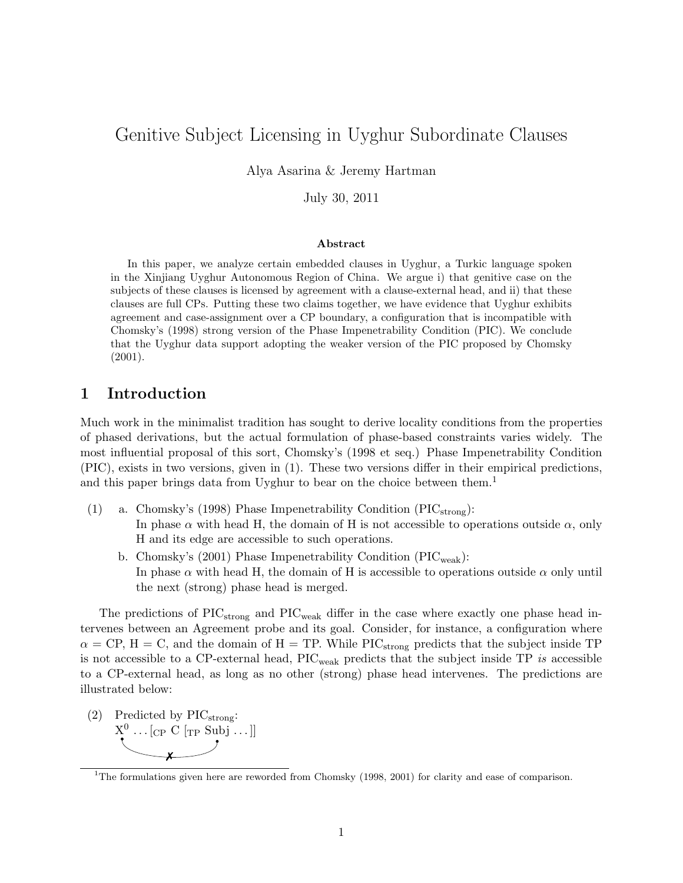# Genitive Subject Licensing in Uyghur Subordinate Clauses

Alya Asarina & Jeremy Hartman

July 30, 2011

### Abstract

In this paper, we analyze certain embedded clauses in Uyghur, a Turkic language spoken in the Xinjiang Uyghur Autonomous Region of China. We argue i) that genitive case on the subjects of these clauses is licensed by agreement with a clause-external head, and ii) that these clauses are full CPs. Putting these two claims together, we have evidence that Uyghur exhibits agreement and case-assignment over a CP boundary, a configuration that is incompatible with Chomsky's (1998) strong version of the Phase Impenetrability Condition (PIC). We conclude that the Uyghur data support adopting the weaker version of the PIC proposed by Chomsky (2001).

## 1 Introduction

Much work in the minimalist tradition has sought to derive locality conditions from the properties of phased derivations, but the actual formulation of phase-based constraints varies widely. The most influential proposal of this sort, Chomsky's (1998 et seq.) Phase Impenetrability Condition (PIC), exists in two versions, given in (1). These two versions differ in their empirical predictions, and this paper brings data from Uyghur to bear on the choice between them.[1]

(1) a. Chomsky's (1998) Phase Impenetrability Condition ($\text{PIC}_{\text{strong}}$):
In phase $\alpha$ with head H, the domain of H is not accessible to operations outside $\alpha$, only H and its edge are accessible to such operations.

b. Chomsky's (2001) Phase Impenetrability Condition ($\text{PIC}_{\text{weak}}$):
In phase $\alpha$ with head H, the domain of H is accessible to operations outside $\alpha$ only until the next (strong) phase head is merged.

The predictions of $\text{PIC}_{\text{strong}}$ and $\text{PIC}_{\text{weak}}$ differ in the case where exactly one phase head intervenes between an Agreement probe and its goal. Consider, for instance, a configuration where $\alpha$ = CP, H = C, and the domain of H = TP. While $\text{PIC}_{\text{strong}}$ predicts that the subject inside TP is not accessible to a CP-external head, $\text{PIC}_{\text{weak}}$ predicts that the subject inside TP *is* accessible to a CP-external head, as long as no other (strong) phase head intervenes. The predictions are illustrated below:

(2) Predicted by $\text{PIC}_{\text{strong}}$:
$X^0 \ldots [_{\text{CP}}\ \text{C}\ [_{\text{TP}}\ \text{Subj} \ldots]]$
(arrow from $X^0$ to Subj marked ✗)

[1] The formulations given here are reworded from Chomsky (1998, 2001) for clarity and ease of comparison.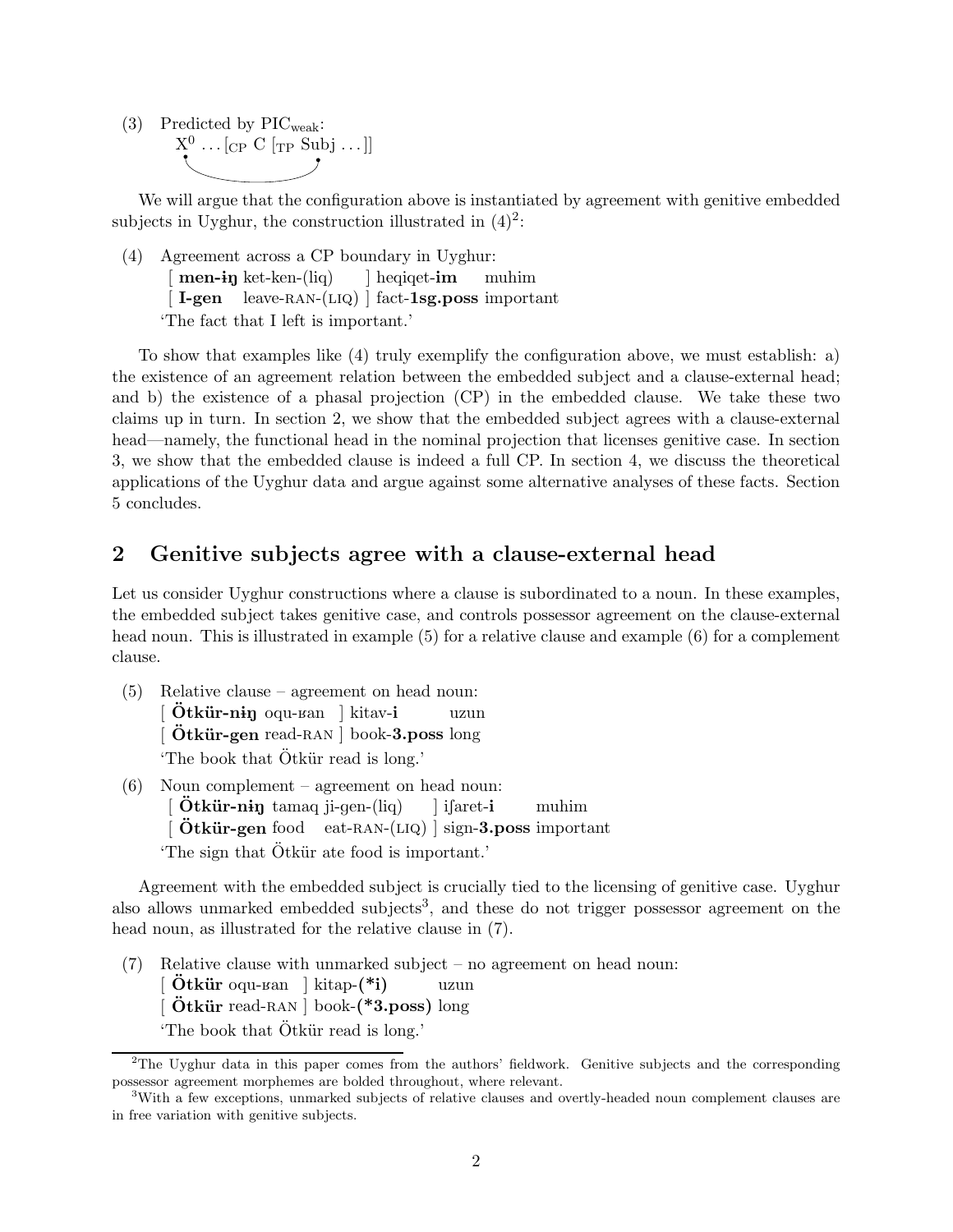(3) Predicted by PIC$_{\text{weak}}$:

$X^0 \ldots [_{CP}\ C\ [_{TP}\ Subj \ldots]]$

We will argue that the configuration above is instantiated by agreement with genitive embedded subjects in Uyghur, the construction illustrated in (4)[2]:

(4) Agreement across a CP boundary in Uyghur:
[ **men-ɨŋ** ket-ken-(liq) ] heqiqet-**im** muhim
[ **I-gen** leave-RAN-(LIQ) ] fact-**1sg.poss** important
'The fact that I left is important.'

To show that examples like (4) truly exemplify the configuration above, we must establish: a) the existence of an agreement relation between the embedded subject and a clause-external head; and b) the existence of a phasal projection (CP) in the embedded clause. We take these two claims up in turn. In section 2, we show that the embedded subject agrees with a clause-external head—namely, the functional head in the nominal projection that licenses genitive case. In section 3, we show that the embedded clause is indeed a full CP. In section 4, we discuss the theoretical applications of the Uyghur data and argue against some alternative analyses of these facts. Section 5 concludes.

## 2 Genitive subjects agree with a clause-external head

Let us consider Uyghur constructions where a clause is subordinated to a noun. In these examples, the embedded subject takes genitive case, and controls possessor agreement on the clause-external head noun. This is illustrated in example (5) for a relative clause and example (6) for a complement clause.

(5) Relative clause – agreement on head noun:
[ **Ötkür-nɨŋ** oqu-ʁan ] kitav-**i** uzun
[ **Ötkür-gen** read-RAN ] book-**3.poss** long
'The book that Ötkür read is long.'

(6) Noun complement – agreement on head noun:
[ **Ötkür-nɨŋ** tamaq ji-gen-(liq) ] iʃaret-**i** muhim
[ **Ötkür-gen** food eat-RAN-(LIQ) ] sign-**3.poss** important
'The sign that Ötkür ate food is important.'

Agreement with the embedded subject is crucially tied to the licensing of genitive case. Uyghur also allows unmarked embedded subjects[3], and these do not trigger possessor agreement on the head noun, as illustrated for the relative clause in (7).

(7) Relative clause with unmarked subject – no agreement on head noun:
[ **Ötkür** oqu-ʁan ] kitap-**(*i)** uzun
[ **Ötkür** read-RAN ] book-**(*3.poss)** long
'The book that Ötkür read is long.'

---

[2]The Uyghur data in this paper comes from the authors' fieldwork. Genitive subjects and the corresponding possessor agreement morphemes are bolded throughout, where relevant.

[3]With a few exceptions, unmarked subjects of relative clauses and overtly-headed noun complement clauses are in free variation with genitive subjects.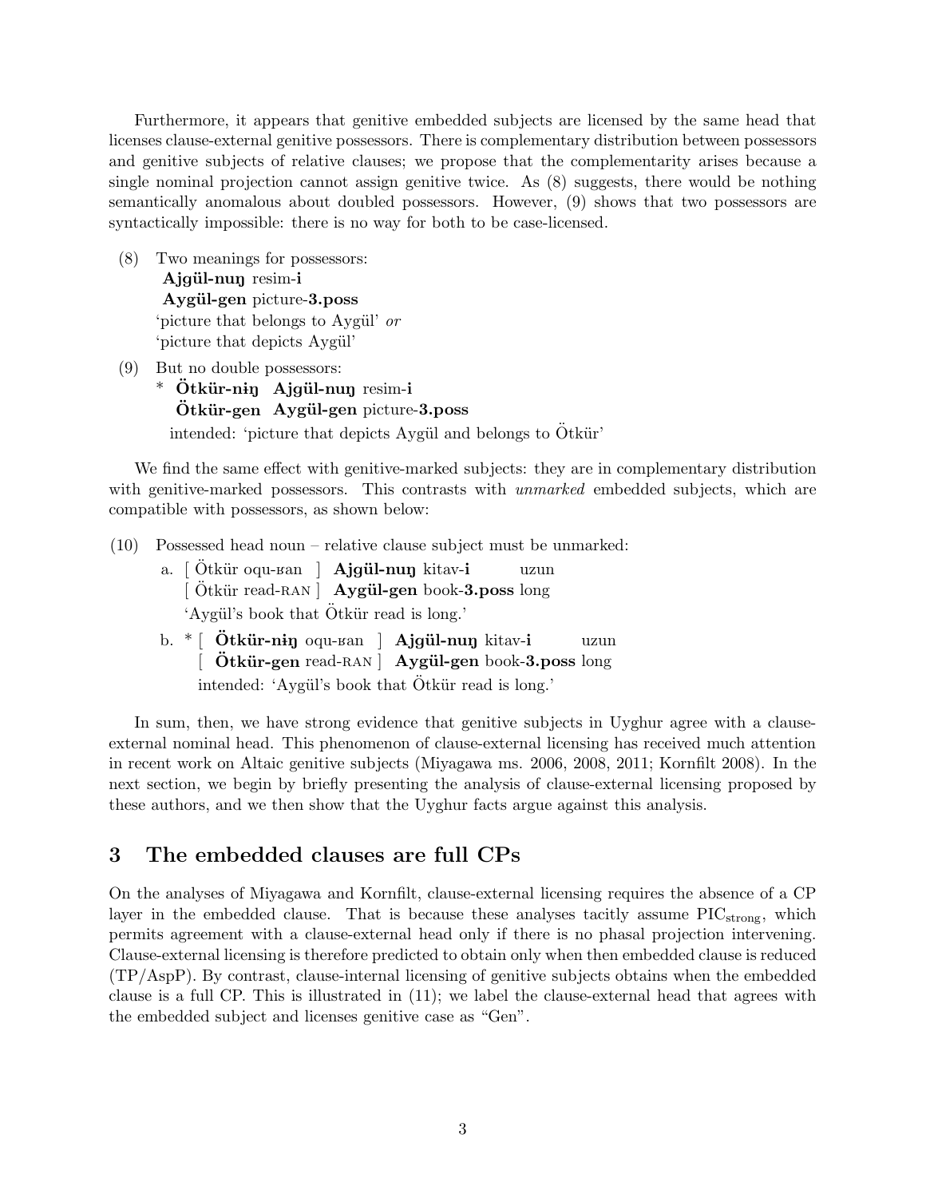Furthermore, it appears that genitive embedded subjects are licensed by the same head that licenses clause-external genitive possessors. There is complementary distribution between possessors and genitive subjects of relative clauses; we propose that the complementarity arises because a single nominal projection cannot assign genitive twice. As (8) suggests, there would be nothing semantically anomalous about doubled possessors. However, (9) shows that two possessors are syntactically impossible: there is no way for both to be case-licensed.

(8) Two meanings for possessors:
 **Ajgül-nuŋ** resim-**i**
 **Aygül-gen** picture-**3.poss**
 'picture that belongs to Aygül' *or*
 'picture that depicts Aygül'

(9) But no double possessors:
 \* **Ötkür-niŋ** **Ajgül-nuŋ** resim-**i**
 **Ötkür-gen** **Aygül-gen** picture-**3.poss**
 intended: 'picture that depicts Aygül and belongs to Ötkür'

We find the same effect with genitive-marked subjects: they are in complementary distribution with genitive-marked possessors. This contrasts with *unmarked* embedded subjects, which are compatible with possessors, as shown below:

(10) Possessed head noun – relative clause subject must be unmarked:
 a. [ Ötkür oqu-ʁan ] **Ajgül-nuŋ** kitav-**i** uzun
 [ Ötkür read-RAN ] **Aygül-gen** book-**3.poss** long
 'Aygül's book that Ötkür read is long.'
 b. \* [ **Ötkür-niŋ** oqu-ʁan ] **Ajgül-nuŋ** kitav-**i** uzun
 [ **Ötkür-gen** read-RAN ] **Aygül-gen** book-**3.poss** long
 intended: 'Aygül's book that Ötkür read is long.'

In sum, then, we have strong evidence that genitive subjects in Uyghur agree with a clause-external nominal head. This phenomenon of clause-external licensing has received much attention in recent work on Altaic genitive subjects (Miyagawa ms. 2006, 2008, 2011; Kornfilt 2008). In the next section, we begin by briefly presenting the analysis of clause-external licensing proposed by these authors, and we then show that the Uyghur facts argue against this analysis.

## 3 The embedded clauses are full CPs

On the analyses of Miyagawa and Kornfilt, clause-external licensing requires the absence of a CP layer in the embedded clause. That is because these analyses tacitly assume $\text{PIC}_{\text{strong}}$, which permits agreement with a clause-external head only if there is no phasal projection intervening. Clause-external licensing is therefore predicted to obtain only when then embedded clause is reduced (TP/AspP). By contrast, clause-internal licensing of genitive subjects obtains when the embedded clause is a full CP. This is illustrated in (11); we label the clause-external head that agrees with the embedded subject and licenses genitive case as "Gen".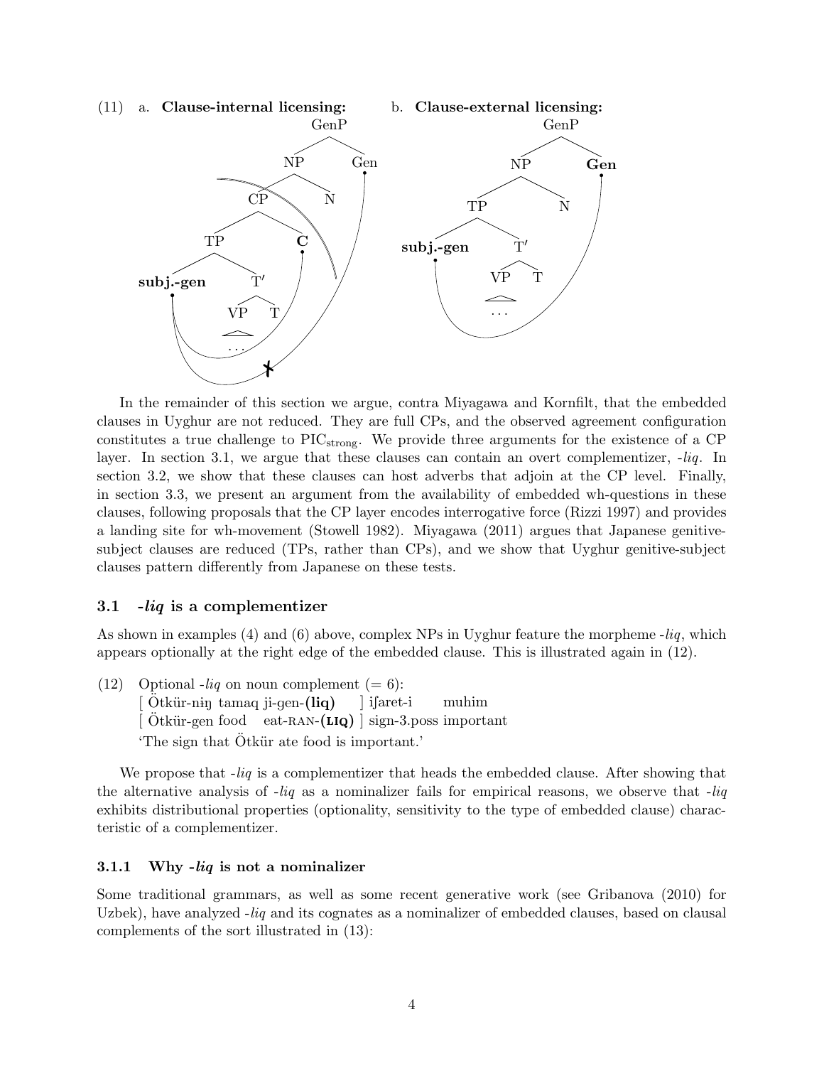(11) a. **Clause-internal licensing:** b. **Clause-external licensing:**

a. [GenP [NP [CP [TP **subj.-gen** [T′ [VP ...] T]] **C**] N] Gen]

b. [GenP [NP [TP **subj.-gen** [T′ [VP ...] T]] N] **Gen**]

In the remainder of this section we argue, contra Miyagawa and Kornfilt, that the embedded clauses in Uyghur are not reduced. They are full CPs, and the observed agreement configuration constitutes a true challenge to $\text{PIC}_{\text{strong}}$. We provide three arguments for the existence of a CP layer. In section 3.1, we argue that these clauses can contain an overt complementizer, *-liq*. In section 3.2, we show that these clauses can host adverbs that adjoin at the CP level. Finally, in section 3.3, we present an argument from the availability of embedded wh-questions in these clauses, following proposals that the CP layer encodes interrogative force (Rizzi 1997) and provides a landing site for wh-movement (Stowell 1982). Miyagawa (2011) argues that Japanese genitive-subject clauses are reduced (TPs, rather than CPs), and we show that Uyghur genitive-subject clauses pattern differently from Japanese on these tests.

### 3.1 *-liq* is a complementizer

As shown in examples (4) and (6) above, complex NPs in Uyghur feature the morpheme *-liq*, which appears optionally at the right edge of the embedded clause. This is illustrated again in (12).

(12) Optional *-liq* on noun complement (= 6):
[ Ötkür-niŋ tamaq ji-gen-**(liq)** ] iʃaret-i muhim
[ Ötkür-gen food eat-RAN-**(LIQ)** ] sign-3.poss important
'The sign that Ötkür ate food is important.'

We propose that *-liq* is a complementizer that heads the embedded clause. After showing that the alternative analysis of *-liq* as a nominalizer fails for empirical reasons, we observe that *-liq* exhibits distributional properties (optionality, sensitivity to the type of embedded clause) characteristic of a complementizer.

#### 3.1.1 Why *-liq* is not a nominalizer

Some traditional grammars, as well as some recent generative work (see Gribanova (2010) for Uzbek), have analyzed *-liq* and its cognates as a nominalizer of embedded clauses, based on clausal complements of the sort illustrated in (13):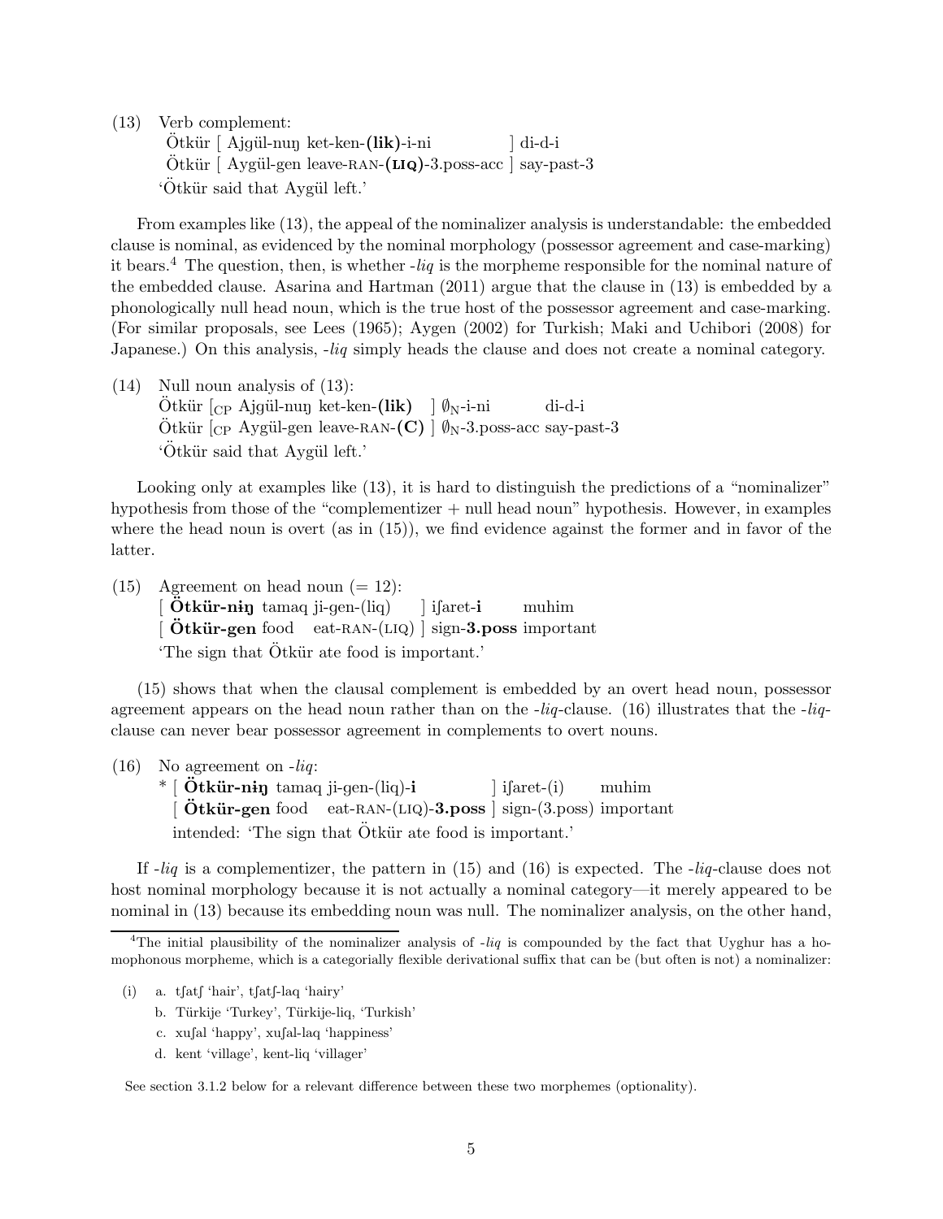(13) Verb complement:
Ötkür [ Ajʁül-nuŋ ket-ken-**(lik)**-i-ni ] di-d-i
Ötkür [ Aygül-gen leave-RAN-**(LIQ)**-3.poss-acc ] say-past-3
'Ötkür said that Aygül left.'

From examples like (13), the appeal of the nominalizer analysis is understandable: the embedded clause is nominal, as evidenced by the nominal morphology (possessor agreement and case-marking) it bears.[4] The question, then, is whether *-liq* is the morpheme responsible for the nominal nature of the embedded clause. Asarina and Hartman (2011) argue that the clause in (13) is embedded by a phonologically null head noun, which is the true host of the possessor agreement and case-marking. (For similar proposals, see Lees (1965); Aygen (2002) for Turkish; Maki and Uchibori (2008) for Japanese.) On this analysis, *-liq* simply heads the clause and does not create a nominal category.

(14) Null noun analysis of (13):
Ötkür [$_{\text{CP}}$ Ajʁül-nuŋ ket-ken-**(lik)** ] $\emptyset_{\text{N}}$-i-ni di-d-i
Ötkür [$_{\text{CP}}$ Aygül-gen leave-RAN-**(C)** ] $\emptyset_{\text{N}}$-3.poss-acc say-past-3
'Ötkür said that Aygül left.'

Looking only at examples like (13), it is hard to distinguish the predictions of a "nominalizer" hypothesis from those of the "complementizer + null head noun" hypothesis. However, in examples where the head noun is overt (as in (15)), we find evidence against the former and in favor of the latter.

(15) Agreement on head noun (= 12):
[ **Ötkür-niŋ** tamaq ji-gen-(liq) ] iʃaret-**i** muhim
[ **Ötkür-gen** food eat-RAN-(LIQ) ] sign-**3.poss** important
'The sign that Ötkür ate food is important.'

(15) shows that when the clausal complement is embedded by an overt head noun, possessor agreement appears on the head noun rather than on the *-liq*-clause. (16) illustrates that the *-liq*-clause can never bear possessor agreement in complements to overt nouns.

(16) No agreement on *-liq*:
\* [ **Ötkür-niŋ** tamaq ji-gen-(liq)-**i** ] iʃaret-(i) muhim
[ **Ötkür-gen** food eat-RAN-(LIQ)-**3.poss** ] sign-(3.poss) important
intended: 'The sign that Ötkür ate food is important.'

If *-liq* is a complementizer, the pattern in (15) and (16) is expected. The *-liq*-clause does not host nominal morphology because it is not actually a nominal category—it merely appeared to be nominal in (13) because its embedding noun was null. The nominalizer analysis, on the other hand,

---

[4] The initial plausibility of the nominalizer analysis of *-liq* is compounded by the fact that Uyghur has a homophonous morpheme, which is a categorially flexible derivational suffix that can be (but often is not) a nominalizer:

(i) a. tʃatʃ 'hair', tʃatʃ-laq 'hairy'
b. Türkije 'Turkey', Türkije-liq, 'Turkish'
c. xuʃal 'happy', xuʃal-laq 'happiness'
d. kent 'village', kent-liq 'villager'

See section 3.1.2 below for a relevant difference between these two morphemes (optionality).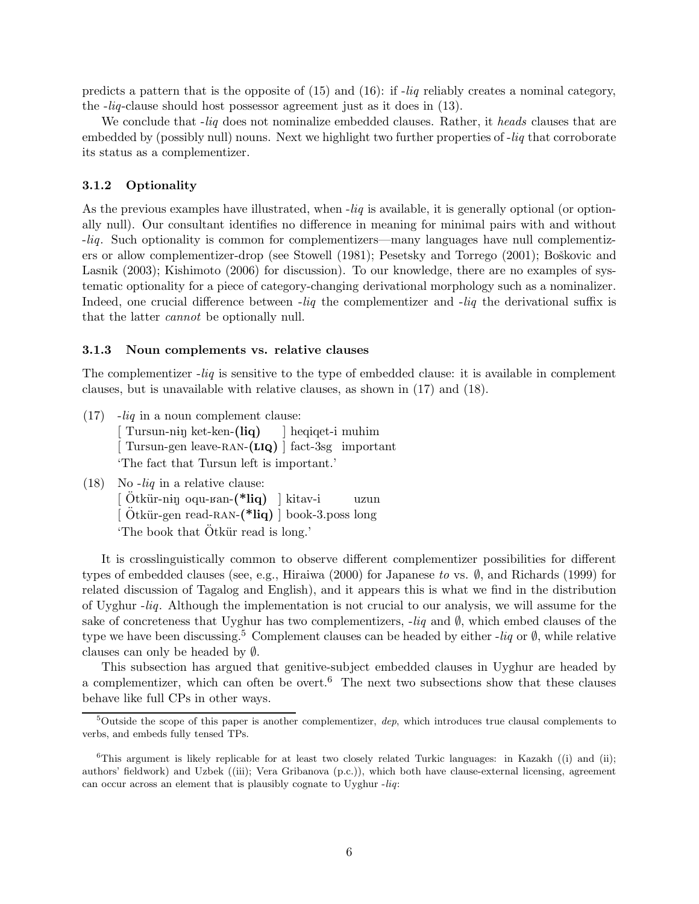predicts a pattern that is the opposite of (15) and (16): if *-liq* reliably creates a nominal category, the *-liq*-clause should host possessor agreement just as it does in (13).

We conclude that *-liq* does not nominalize embedded clauses. Rather, it *heads* clauses that are embedded by (possibly null) nouns. Next we highlight two further properties of *-liq* that corroborate its status as a complementizer.

### 3.1.2 Optionality

As the previous examples have illustrated, when *-liq* is available, it is generally optional (or optionally null). Our consultant identifies no difference in meaning for minimal pairs with and without *-liq*. Such optionality is common for complementizers—many languages have null complementizers or allow complementizer-drop (see Stowell (1981); Pesetsky and Torrego (2001); Boškovic and Lasnik (2003); Kishimoto (2006) for discussion). To our knowledge, there are no examples of systematic optionality for a piece of category-changing derivational morphology such as a nominalizer. Indeed, one crucial difference between *-liq* the complementizer and *-liq* the derivational suffix is that the latter *cannot* be optionally null.

### 3.1.3 Noun complements vs. relative clauses

The complementizer *-liq* is sensitive to the type of embedded clause: it is available in complement clauses, but is unavailable with relative clauses, as shown in (17) and (18).

(17) *-liq* in a noun complement clause:
[ Tursun-niŋ ket-ken-**(liq)** ] heqiqet-i muhim
[ Tursun-gen leave-RAN-**(LIQ)** ] fact-3sg important
'The fact that Tursun left is important.'

(18) No *-liq* in a relative clause:
[ Ötkür-niŋ oqu-ʁan-**(\*liq)** ] kitav-i uzun
[ Ötkür-gen read-RAN-**(\*liq)** ] book-3.poss long
'The book that Ötkür read is long.'

It is crosslinguistically common to observe different complementizer possibilities for different types of embedded clauses (see, e.g., Hiraiwa (2000) for Japanese *to* vs. ∅, and Richards (1999) for related discussion of Tagalog and English), and it appears this is what we find in the distribution of Uyghur *-liq*. Although the implementation is not crucial to our analysis, we will assume for the sake of concreteness that Uyghur has two complementizers, *-liq* and ∅, which embed clauses of the type we have been discussing.[5] Complement clauses can be headed by either *-liq* or ∅, while relative clauses can only be headed by ∅.

This subsection has argued that genitive-subject embedded clauses in Uyghur are headed by a complementizer, which can often be overt.[6] The next two subsections show that these clauses behave like full CPs in other ways.

---

[5] Outside the scope of this paper is another complementizer, *dep*, which introduces true clausal complements to verbs, and embeds fully tensed TPs.

[6] This argument is likely replicable for at least two closely related Turkic languages: in Kazakh ((i) and (ii); authors' fieldwork) and Uzbek ((iii); Vera Gribanova (p.c.)), which both have clause-external licensing, agreement can occur across an element that is plausibly cognate to Uyghur *-liq*: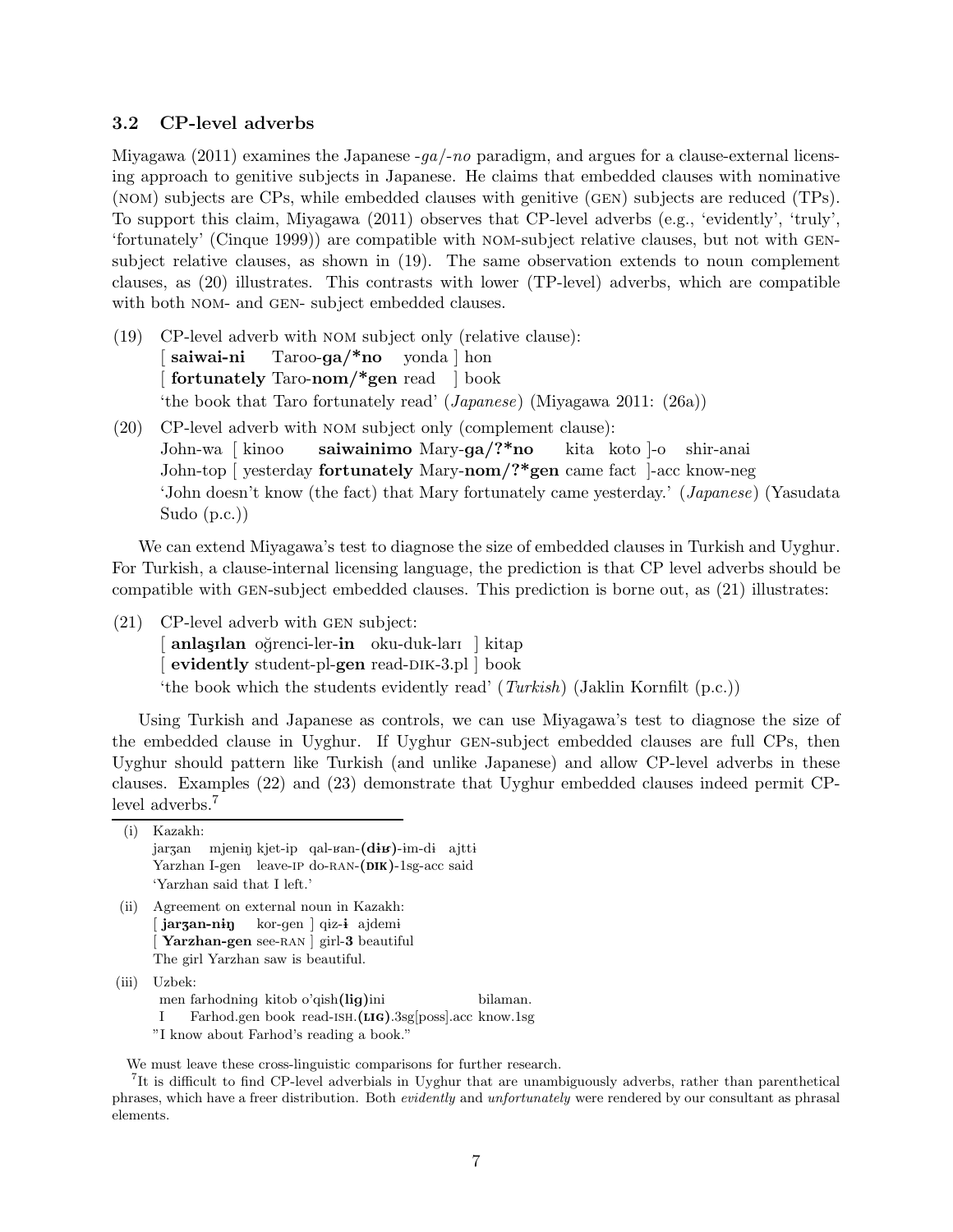### 3.2 CP-level adverbs

Miyagawa (2011) examines the Japanese *-ga/-no* paradigm, and argues for a clause-external licensing approach to genitive subjects in Japanese. He claims that embedded clauses with nominative (NOM) subjects are CPs, while embedded clauses with genitive (GEN) subjects are reduced (TPs). To support this claim, Miyagawa (2011) observes that CP-level adverbs (e.g., 'evidently', 'truly', 'fortunately' (Cinque 1999)) are compatible with NOM-subject relative clauses, but not with GEN-subject relative clauses, as shown in (19). The same observation extends to noun complement clauses, as (20) illustrates. This contrasts with lower (TP-level) adverbs, which are compatible with both NOM- and GEN- subject embedded clauses.

(19) CP-level adverb with NOM subject only (relative clause):
[ **saiwai-ni** Taroo-**ga/*no** yonda ] hon
[ **fortunately** Taro-**nom/*gen** read ] book
'the book that Taro fortunately read' (*Japanese*) (Miyagawa 2011: (26a))

(20) CP-level adverb with NOM subject only (complement clause):
John-wa [ kinoo **saiwainimo** Mary-**ga/?*no** kita koto ]-o shir-anai
John-top [ yesterday **fortunately** Mary-**nom/?*gen** came fact ]-acc know-neg
'John doesn't know (the fact) that Mary fortunately came yesterday.' (*Japanese*) (Yasudata Sudo (p.c.))

We can extend Miyagawa's test to diagnose the size of embedded clauses in Turkish and Uyghur. For Turkish, a clause-internal licensing language, the prediction is that CP level adverbs should be compatible with GEN-subject embedded clauses. This prediction is borne out, as (21) illustrates:

(21) CP-level adverb with GEN subject:
[ **anlaşılan** oğrenci-ler-**in** oku-duk-ları ] kitap
[ **evidently** student-pl-**gen** read-DIK-3.pl ] book
'the book which the students evidently read' (*Turkish*) (Jaklin Kornfilt (p.c.))

Using Turkish and Japanese as controls, we can use Miyagawa's test to diagnose the size of the embedded clause in Uyghur. If Uyghur GEN-subject embedded clauses are full CPs, then Uyghur should pattern like Turkish (and unlike Japanese) and allow CP-level adverbs in these clauses. Examples (22) and (23) demonstrate that Uyghur embedded clauses indeed permit CP-level adverbs.[7]

---

(i) Kazakh:
jarʒan mjeniŋ kjet-ip qal-ʁan-**(dɨʁ)**-im-di ajttɨ
Yarzhan I-gen leave-IP do-RAN-**(DIK)**-1sg-acc said
'Yarzhan said that I left.'

(ii) Agreement on external noun in Kazakh:
[ **jarʒan-nɨŋ** kor-gen ] qiz-**ɨ** ajdemi
[ **Yarzhan-gen** see-RAN ] girl-**3** beautiful
The girl Yarzhan saw is beautiful.

(iii) Uzbek:
men farhodning kitob o'qish**(lig)**ini bilaman.
I Farhod.gen book read-ISH.**(LIG)**.3sg[poss].acc know.1sg
"I know about Farhod's reading a book."

We must leave these cross-linguistic comparisons for further research.

[7] It is difficult to find CP-level adverbials in Uyghur that are unambiguously adverbs, rather than parenthetical phrases, which have a freer distribution. Both *evidently* and *unfortunately* were rendered by our consultant as phrasal elements.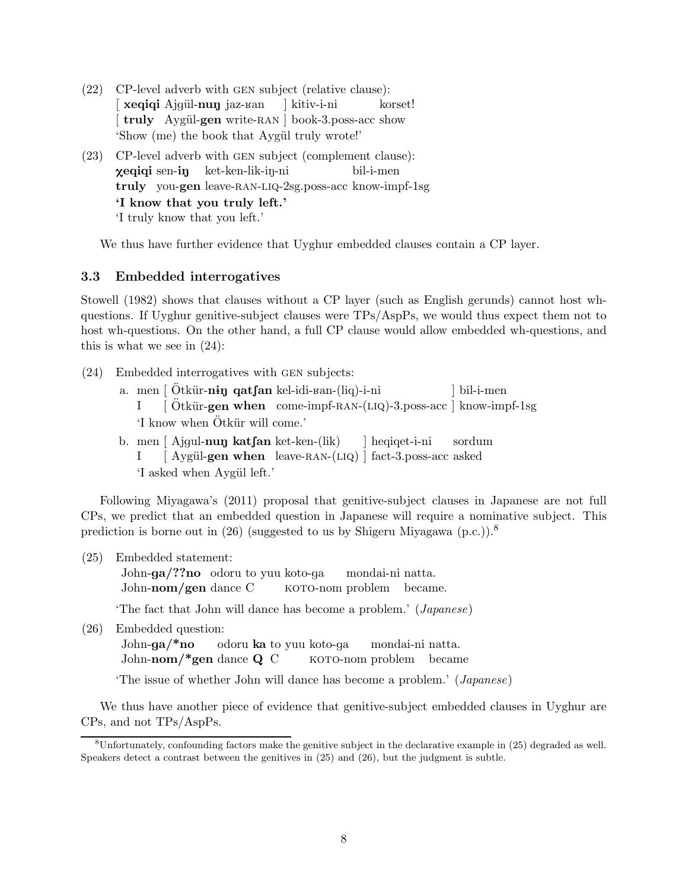(22) CP-level adverb with GEN subject (relative clause):
     [ **xeqiqi** Ajgül-**nuŋ** jaz-ʁan ] kitiv-i-ni korset!
     [ **truly** Aygül-**gen** write-RAN ] book-3.poss-acc show
     'Show (me) the book that Aygül truly wrote!'

(23) CP-level adverb with GEN subject (complement clause):
     **χeqiqi** sen-**iŋ** ket-ken-lik-iŋ-ni bil-i-men
     **truly** you-**gen** leave-RAN-LIQ-2sg.poss-acc know-impf-1sg
     **'I know that you truly left.'**
     'I truly know that you left.'

We thus have further evidence that Uyghur embedded clauses contain a CP layer.

### 3.3 Embedded interrogatives

Stowell (1982) shows that clauses without a CP layer (such as English gerunds) cannot host wh-questions. If Uyghur genitive-subject clauses were TPs/AspPs, we would thus expect them not to host wh-questions. On the other hand, a full CP clause would allow embedded wh-questions, and this is what we see in (24):

(24) Embedded interrogatives with GEN subjects:
   a. men [ Ötkür-**niŋ** **qatʃan** kel-idi-ʁan-(liq)-i-ni ] bil-i-men
      I [ Ötkür-**gen** **when** come-impf-RAN-(LIQ)-3.poss-acc ] know-impf-1sg
      'I know when Ötkür will come.'
   b. men [ Ajgul-**nuŋ** **katʃan** ket-ken-(lik) ] heqiqet-i-ni sordum
      I [ Aygül-**gen** **when** leave-RAN-(LIQ) ] fact-3.poss-acc asked
      'I asked when Aygül left.'

Following Miyagawa's (2011) proposal that genitive-subject clauses in Japanese are not full CPs, we predict that an embedded question in Japanese will require a nominative subject. This prediction is borne out in (26) (suggested to us by Shigeru Miyagawa (p.c.)).[8]

(25) Embedded statement:
     John-**ga/??no** odoru to yuu koto-ga mondai-ni natta.
     John-**nom/gen** dance C KOTO-nom problem became.
     'The fact that John will dance has become a problem.' (*Japanese*)

(26) Embedded question:
     John-**ga/*no** odoru **ka** to yuu koto-ga mondai-ni natta.
     John-**nom/*gen** dance **Q** C KOTO-nom problem became
     'The issue of whether John will dance has become a problem.' (*Japanese*)

We thus have another piece of evidence that genitive-subject embedded clauses in Uyghur are CPs, and not TPs/AspPs.

[8] Unfortunately, confounding factors make the genitive subject in the declarative example in (25) degraded as well. Speakers detect a contrast between the genitives in (25) and (26), but the judgment is subtle.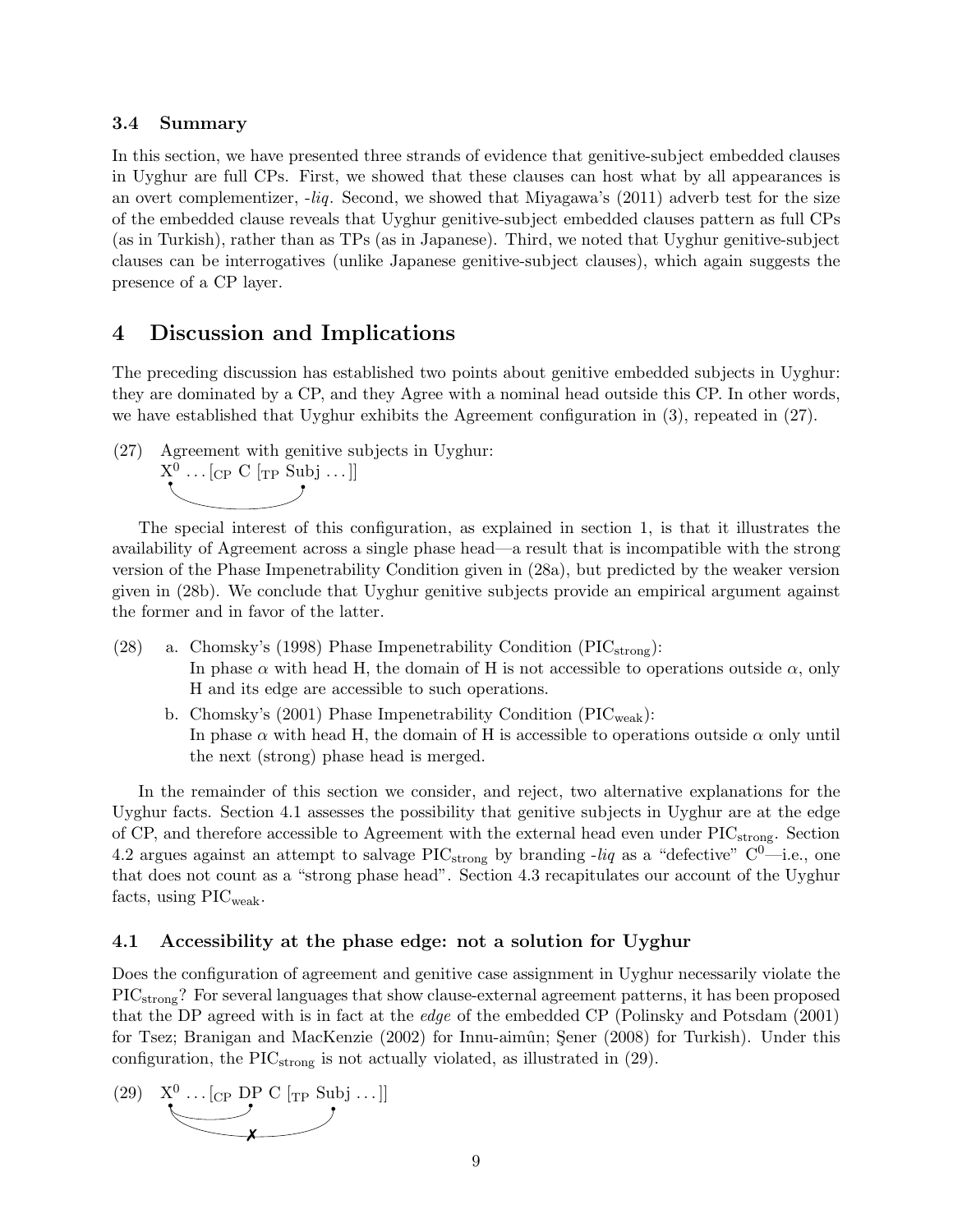### 3.4 Summary

In this section, we have presented three strands of evidence that genitive-subject embedded clauses in Uyghur are full CPs. First, we showed that these clauses can host what by all appearances is an overt complementizer, *-liq*. Second, we showed that Miyagawa's (2011) adverb test for the size of the embedded clause reveals that Uyghur genitive-subject embedded clauses pattern as full CPs (as in Turkish), rather than as TPs (as in Japanese). Third, we noted that Uyghur genitive-subject clauses can be interrogatives (unlike Japanese genitive-subject clauses), which again suggests the presence of a CP layer.

## 4 Discussion and Implications

The preceding discussion has established two points about genitive embedded subjects in Uyghur: they are dominated by a CP, and they Agree with a nominal head outside this CP. In other words, we have established that Uyghur exhibits the Agreement configuration in (3), repeated in (27).

(27) Agreement with genitive subjects in Uyghur:
$X^0 \ldots [_{CP}$ C $[_{TP}$ Subj $\ldots]]$

The special interest of this configuration, as explained in section 1, is that it illustrates the availability of Agreement across a single phase head—a result that is incompatible with the strong version of the Phase Impenetrability Condition given in (28a), but predicted by the weaker version given in (28b). We conclude that Uyghur genitive subjects provide an empirical argument against the former and in favor of the latter.

(28) a. Chomsky's (1998) Phase Impenetrability Condition ($PIC_{strong}$):
In phase $\alpha$ with head H, the domain of H is not accessible to operations outside $\alpha$, only H and its edge are accessible to such operations.

b. Chomsky's (2001) Phase Impenetrability Condition ($PIC_{weak}$):
In phase $\alpha$ with head H, the domain of H is accessible to operations outside $\alpha$ only until the next (strong) phase head is merged.

In the remainder of this section we consider, and reject, two alternative explanations for the Uyghur facts. Section 4.1 assesses the possibility that genitive subjects in Uyghur are at the edge of CP, and therefore accessible to Agreement with the external head even under $PIC_{strong}$. Section 4.2 argues against an attempt to salvage $PIC_{strong}$ by branding *-liq* as a "defective" $C^0$—i.e., one that does not count as a "strong phase head". Section 4.3 recapitulates our account of the Uyghur facts, using $PIC_{weak}$.

### 4.1 Accessibility at the phase edge: not a solution for Uyghur

Does the configuration of agreement and genitive case assignment in Uyghur necessarily violate the $PIC_{strong}$? For several languages that show clause-external agreement patterns, it has been proposed that the DP agreed with is in fact at the *edge* of the embedded CP (Polinsky and Potsdam (2001) for Tsez; Branigan and MacKenzie (2002) for Innu-aimûn; Şener (2008) for Turkish). Under this configuration, the $PIC_{strong}$ is not actually violated, as illustrated in (29).

(29) $X^0 \ldots [_{CP}$ DP C $[_{TP}$ Subj $\ldots]]$ (X⁰ agrees with DP; ✗ X⁰ agrees with Subj)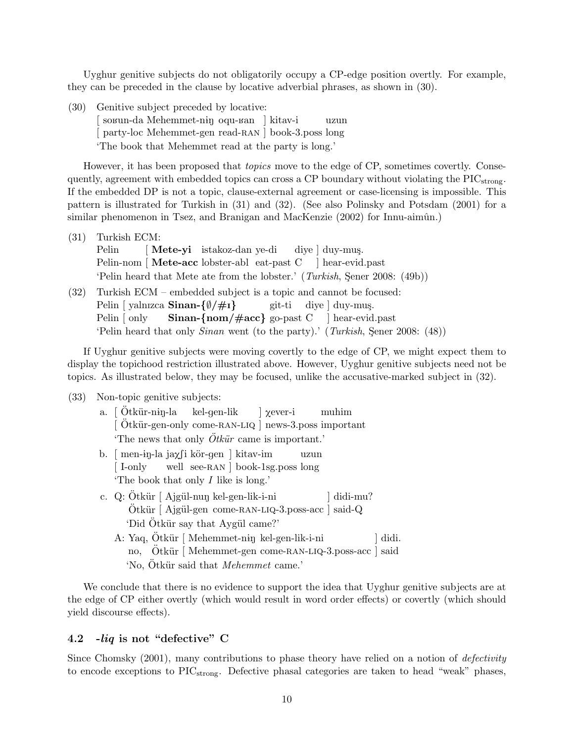Uyghur genitive subjects do not obligatorily occupy a CP-edge position overtly. For example, they can be preceded in the clause by locative adverbial phrases, as shown in (30).

(30) Genitive subject preceded by locative:
[ soʁun-da Mehemmet-niŋ oqu-ʁan ] kitav-i uzun
[ party-loc Mehemmet-gen read-RAN ] book-3.poss long
'The book that Mehemmet read at the party is long.'

However, it has been proposed that *topics* move to the edge of CP, sometimes covertly. Consequently, agreement with embedded topics can cross a CP boundary without violating the $\text{PIC}_{\text{strong}}$. If the embedded DP is not a topic, clause-external agreement or case-licensing is impossible. This pattern is illustrated for Turkish in (31) and (32). (See also Polinsky and Potsdam (2001) for a similar phenomenon in Tsez, and Branigan and MacKenzie (2002) for Innu-aimûn.)

(31) Turkish ECM:
Pelin [ **Mete-yi** istakoz-dan ye-di diye ] duy-muş.
Pelin-nom [ **Mete-acc** lobster-abl eat-past C ] hear-evid.past
'Pelin heard that Mete ate from the lobster.' (*Turkish*, Şener 2008: (49b))

(32) Turkish ECM – embedded subject is a topic and cannot be focused:
Pelin [ yalnızca **Sinan-{∅/#ı}** git-ti diye ] duy-muş.
Pelin [ only **Sinan-{nom/#acc}** go-past C ] hear-evid.past
'Pelin heard that only *Sinan* went (to the party).' (*Turkish*, Şener 2008: (48))

If Uyghur genitive subjects were moving covertly to the edge of CP, we might expect them to display the topichood restriction illustrated above. However, Uyghur genitive subjects need not be topics. As illustrated below, they may be focused, unlike the accusative-marked subject in (32).

(33) Non-topic genitive subjects:

a. [ Ötkür-niŋ-la kel-gen-lik ] χever-i muhim
[ Ötkür-gen-only come-RAN-LIQ ] news-3.poss important
'The news that only *Ötkür* came is important.'

b. [ men-iŋ-la jaχʃi kör-gen ] kitav-im uzun
[ I-only well see-RAN ] book-1sg.poss long
'The book that only *I* like is long.'

c. Q: Ötkür [ Ajgül-nuŋ kel-gen-lik-i-ni ] didi-mu?
Ötkür [ Ajgül-gen come-RAN-LIQ-3.poss-acc ] said-Q
'Did Ötkür say that Aygül came?'

A: Yaq, Ötkür [ Mehemmet-niŋ kel-gen-lik-i-ni ] didi.
no, Ötkür [ Mehemmet-gen come-RAN-LIQ-3.poss-acc ] said
'No, Ötkür said that *Mehemmet* came.'

We conclude that there is no evidence to support the idea that Uyghur genitive subjects are at the edge of CP either overtly (which would result in word order effects) or covertly (which should yield discourse effects).

## 4.2 *-liq* is not "defective" C

Since Chomsky (2001), many contributions to phase theory have relied on a notion of *defectivity* to encode exceptions to $\text{PIC}_{\text{strong}}$. Defective phasal categories are taken to head "weak" phases,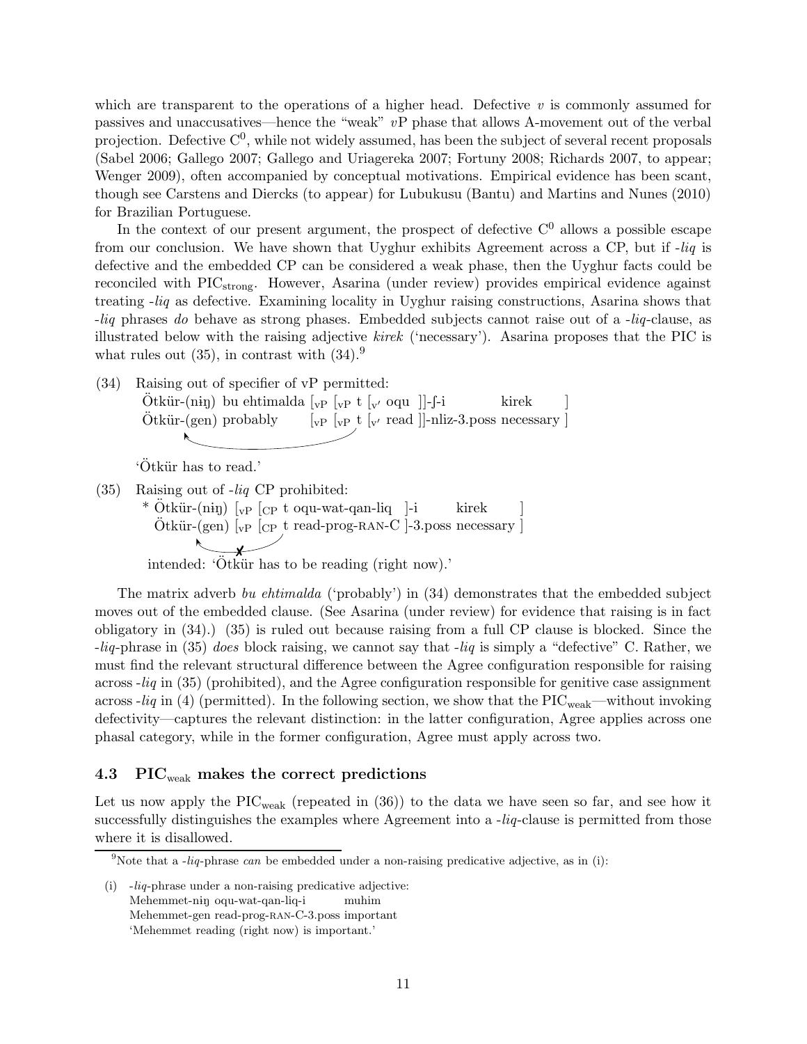which are transparent to the operations of a higher head. Defective $v$ is commonly assumed for passives and unaccusatives—hence the "weak" $v$P phase that allows A-movement out of the verbal projection. Defective $C^0$, while not widely assumed, has been the subject of several recent proposals (Sabel 2006; Gallego 2007; Gallego and Uriagereka 2007; Fortuny 2008; Richards 2007, to appear; Wenger 2009), often accompanied by conceptual motivations. Empirical evidence has been scant, though see Carstens and Diercks (to appear) for Lubukusu (Bantu) and Martins and Nunes (2010) for Brazilian Portuguese.

In the context of our present argument, the prospect of defective $C^0$ allows a possible escape from our conclusion. We have shown that Uyghur exhibits Agreement across a CP, but if *-liq* is defective and the embedded CP can be considered a weak phase, then the Uyghur facts could be reconciled with $\text{PIC}_{\text{strong}}$. However, Asarina (under review) provides empirical evidence against treating *-liq* as defective. Examining locality in Uyghur raising constructions, Asarina shows that *-liq* phrases *do* behave as strong phases. Embedded subjects cannot raise out of a *-liq*-clause, as illustrated below with the raising adjective *kirek* ('necessary'). Asarina proposes that the PIC is what rules out (35), in contrast with (34).[9]

(34) Raising out of specifier of vP permitted:
Ötkür-(niŋ) bu ehtimalda [vP [vP t [v′ oqu ]]-ʃ-i kirek ]
Ötkür-(gen) probably [vP [vP t [v′ read ]]-nliz-3.poss necessary ]
'Ötkür has to read.'

(35) Raising out of *-liq* CP prohibited:
\* Ötkür-(niŋ) [vP [CP t oqu-wat-qan-liq ]-i kirek ]
Ötkür-(gen) [vP [CP t read-prog-RAN-C ]-3.poss necessary ]
intended: 'Ötkür has to be reading (right now).'

The matrix adverb *bu ehtimalda* ('probably') in (34) demonstrates that the embedded subject moves out of the embedded clause. (See Asarina (under review) for evidence that raising is in fact obligatory in (34).) (35) is ruled out because raising from a full CP clause is blocked. Since the *-liq*-phrase in (35) *does* block raising, we cannot say that *-liq* is simply a "defective" C. Rather, we must find the relevant structural difference between the Agree configuration responsible for raising across *-liq* in (35) (prohibited), and the Agree configuration responsible for genitive case assignment across *-liq* in (4) (permitted). In the following section, we show that the $\text{PIC}_{\text{weak}}$—without invoking defectivity—captures the relevant distinction: in the latter configuration, Agree applies across one phasal category, while in the former configuration, Agree must apply across two.

### 4.3 $\text{PIC}_{\text{weak}}$ makes the correct predictions

Let us now apply the $\text{PIC}_{\text{weak}}$ (repeated in (36)) to the data we have seen so far, and see how it successfully distinguishes the examples where Agreement into a *-liq*-clause is permitted from those where it is disallowed.

[9] Note that a *-liq*-phrase *can* be embedded under a non-raising predicative adjective, as in (i):

(i) *-liq*-phrase under a non-raising predicative adjective:
Mehemmet-niŋ oqu-wat-qan-liq-i muhim
Mehemmet-gen read-prog-RAN-C-3.poss important
'Mehemmet reading (right now) is important.'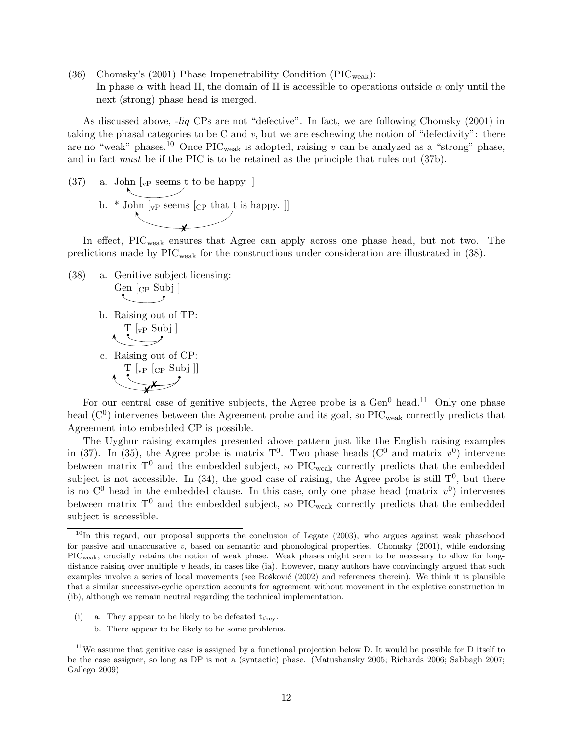(36) Chomsky's (2001) Phase Impenetrability Condition ($\text{PIC}_{\text{weak}}$):
In phase $\alpha$ with head H, the domain of H is accessible to operations outside $\alpha$ only until the next (strong) phase head is merged.

As discussed above, -*liq* CPs are not "defective". In fact, we are following Chomsky (2001) in taking the phasal categories to be C and *v*, but we are eschewing the notion of "defectivity": there are no "weak" phases.[10] Once $\text{PIC}_{\text{weak}}$ is adopted, raising *v* can be analyzed as a "strong" phase, and in fact *must* be if the PIC is to be retained as the principle that rules out (37b).

(37) a. John [$_{\text{vP}}$ seems t to be happy. ]

b. * John [$_{\text{vP}}$ seems [$_{\text{CP}}$ that t is happy. ]]

In effect, $\text{PIC}_{\text{weak}}$ ensures that Agree can apply across one phase head, but not two. The predictions made by $\text{PIC}_{\text{weak}}$ for the constructions under consideration are illustrated in (38).

(38) a. Genitive subject licensing:
Gen [$_{\text{CP}}$ Subj ]

b. Raising out of TP:
T [$_{\text{vP}}$ Subj ]

c. Raising out of CP:
T [$_{\text{vP}}$ [$_{\text{CP}}$ Subj ]]

For our central case of genitive subjects, the Agree probe is a $\text{Gen}^0$ head.[11] Only one phase head ($\text{C}^0$) intervenes between the Agreement probe and its goal, so $\text{PIC}_{\text{weak}}$ correctly predicts that Agreement into embedded CP is possible.

The Uyghur raising examples presented above pattern just like the English raising examples in (37). In (35), the Agree probe is matrix $\text{T}^0$. Two phase heads ($\text{C}^0$ and matrix $v^0$) intervene between matrix $\text{T}^0$ and the embedded subject, so $\text{PIC}_{\text{weak}}$ correctly predicts that the embedded subject is not accessible. In (34), the good case of raising, the Agree probe is still $\text{T}^0$, but there is no $\text{C}^0$ head in the embedded clause. In this case, only one phase head (matrix $v^0$) intervenes between matrix $\text{T}^0$ and the embedded subject, so $\text{PIC}_{\text{weak}}$ correctly predicts that the embedded subject is accessible.

---

[10] In this regard, our proposal supports the conclusion of Legate (2003), who argues against weak phasehood for passive and unaccusative *v*, based on semantic and phonological properties. Chomsky (2001), while endorsing $\text{PIC}_{\text{weak}}$, crucially retains the notion of weak phase. Weak phases might seem to be necessary to allow for long-distance raising over multiple *v* heads, in cases like (ia). However, many authors have convincingly argued that such examples involve a series of local movements (see Bošković (2002) and references therein). We think it is plausible that a similar successive-cyclic operation accounts for agreement without movement in the expletive construction in (ib), although we remain neutral regarding the technical implementation.

(i) a. They appear to be likely to be defeated $\text{t}_{\text{they}}$.

b. There appear to be likely to be some problems.

[11] We assume that genitive case is assigned by a functional projection below D. It would be possible for D itself to be the case assigner, so long as DP is not a (syntactic) phase. (Matushansky 2005; Richards 2006; Sabbagh 2007; Gallego 2009)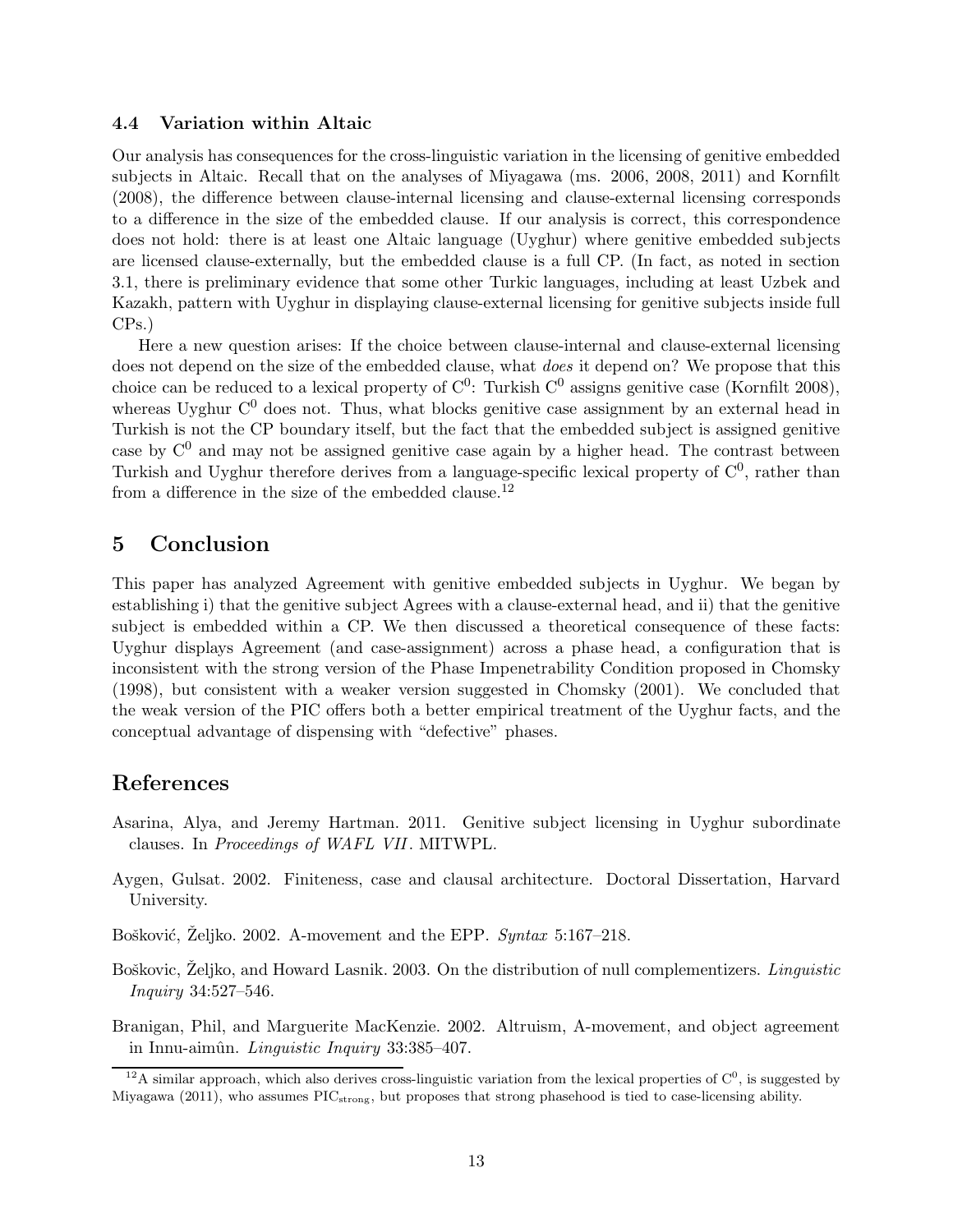### 4.4 Variation within Altaic

Our analysis has consequences for the cross-linguistic variation in the licensing of genitive embedded subjects in Altaic. Recall that on the analyses of Miyagawa (ms. 2006, 2008, 2011) and Kornfilt (2008), the difference between clause-internal licensing and clause-external licensing corresponds to a difference in the size of the embedded clause. If our analysis is correct, this correspondence does not hold: there is at least one Altaic language (Uyghur) where genitive embedded subjects are licensed clause-externally, but the embedded clause is a full CP. (In fact, as noted in section 3.1, there is preliminary evidence that some other Turkic languages, including at least Uzbek and Kazakh, pattern with Uyghur in displaying clause-external licensing for genitive subjects inside full CPs.)

Here a new question arises: If the choice between clause-internal and clause-external licensing does not depend on the size of the embedded clause, what *does* it depend on? We propose that this choice can be reduced to a lexical property of $C^0$: Turkish $C^0$ assigns genitive case (Kornfilt 2008), whereas Uyghur $C^0$ does not. Thus, what blocks genitive case assignment by an external head in Turkish is not the CP boundary itself, but the fact that the embedded subject is assigned genitive case by $C^0$ and may not be assigned genitive case again by a higher head. The contrast between Turkish and Uyghur therefore derives from a language-specific lexical property of $C^0$, rather than from a difference in the size of the embedded clause.[12]

## 5 Conclusion

This paper has analyzed Agreement with genitive embedded subjects in Uyghur. We began by establishing i) that the genitive subject Agrees with a clause-external head, and ii) that the genitive subject is embedded within a CP. We then discussed a theoretical consequence of these facts: Uyghur displays Agreement (and case-assignment) across a phase head, a configuration that is inconsistent with the strong version of the Phase Impenetrability Condition proposed in Chomsky (1998), but consistent with a weaker version suggested in Chomsky (2001). We concluded that the weak version of the PIC offers both a better empirical treatment of the Uyghur facts, and the conceptual advantage of dispensing with "defective" phases.

## References

Asarina, Alya, and Jeremy Hartman. 2011. Genitive subject licensing in Uyghur subordinate clauses. In *Proceedings of WAFL VII*. MITWPL.

Aygen, Gulsat. 2002. Finiteness, case and clausal architecture. Doctoral Dissertation, Harvard University.

Bošković, Željko. 2002. A-movement and the EPP. *Syntax* 5:167–218.

Boškovic, Željko, and Howard Lasnik. 2003. On the distribution of null complementizers. *Linguistic Inquiry* 34:527–546.

Branigan, Phil, and Marguerite MacKenzie. 2002. Altruism, A-movement, and object agreement in Innu-aimûn. *Linguistic Inquiry* 33:385–407.

[12] A similar approach, which also derives cross-linguistic variation from the lexical properties of $C^0$, is suggested by Miyagawa (2011), who assumes $\text{PIC}_{\text{strong}}$, but proposes that strong phasehood is tied to case-licensing ability.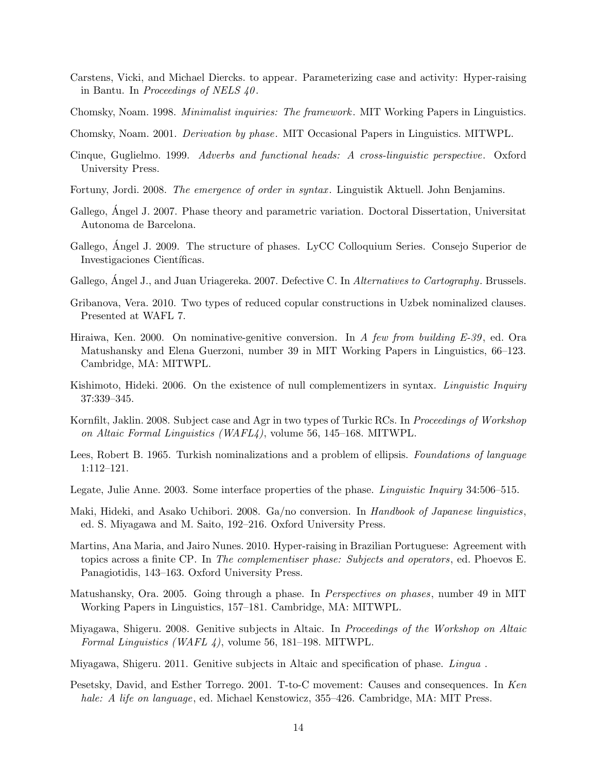Carstens, Vicki, and Michael Diercks. to appear. Parameterizing case and activity: Hyper-raising in Bantu. In *Proceedings of NELS 40*.

Chomsky, Noam. 1998. *Minimalist inquiries: The framework*. MIT Working Papers in Linguistics.

Chomsky, Noam. 2001. *Derivation by phase*. MIT Occasional Papers in Linguistics. MITWPL.

Cinque, Guglielmo. 1999. *Adverbs and functional heads: A cross-linguistic perspective*. Oxford University Press.

Fortuny, Jordi. 2008. *The emergence of order in syntax*. Linguistik Aktuell. John Benjamins.

Gallego, Ángel J. 2007. Phase theory and parametric variation. Doctoral Dissertation, Universitat Autonoma de Barcelona.

Gallego, Ángel J. 2009. The structure of phases. LyCC Colloquium Series. Consejo Superior de Investigaciones Científicas.

Gallego, Ángel J., and Juan Uriagereka. 2007. Defective C. In *Alternatives to Cartography*. Brussels.

Gribanova, Vera. 2010. Two types of reduced copular constructions in Uzbek nominalized clauses. Presented at WAFL 7.

Hiraiwa, Ken. 2000. On nominative-genitive conversion. In *A few from building E-39*, ed. Ora Matushansky and Elena Guerzoni, number 39 in MIT Working Papers in Linguistics, 66–123. Cambridge, MA: MITWPL.

Kishimoto, Hideki. 2006. On the existence of null complementizers in syntax. *Linguistic Inquiry* 37:339–345.

Kornfilt, Jaklin. 2008. Subject case and Agr in two types of Turkic RCs. In *Proceedings of Workshop on Altaic Formal Linguistics (WAFL4)*, volume 56, 145–168. MITWPL.

Lees, Robert B. 1965. Turkish nominalizations and a problem of ellipsis. *Foundations of language* 1:112–121.

Legate, Julie Anne. 2003. Some interface properties of the phase. *Linguistic Inquiry* 34:506–515.

Maki, Hideki, and Asako Uchibori. 2008. Ga/no conversion. In *Handbook of Japanese linguistics*, ed. S. Miyagawa and M. Saito, 192–216. Oxford University Press.

Martins, Ana Maria, and Jairo Nunes. 2010. Hyper-raising in Brazilian Portuguese: Agreement with topics across a finite CP. In *The complementiser phase: Subjects and operators*, ed. Phoevos E. Panagiotidis, 143–163. Oxford University Press.

Matushansky, Ora. 2005. Going through a phase. In *Perspectives on phases*, number 49 in MIT Working Papers in Linguistics, 157–181. Cambridge, MA: MITWPL.

Miyagawa, Shigeru. 2008. Genitive subjects in Altaic. In *Proceedings of the Workshop on Altaic Formal Linguistics (WAFL 4)*, volume 56, 181–198. MITWPL.

Miyagawa, Shigeru. 2011. Genitive subjects in Altaic and specification of phase. *Lingua* .

Pesetsky, David, and Esther Torrego. 2001. T-to-C movement: Causes and consequences. In *Ken hale: A life on language*, ed. Michael Kenstowicz, 355–426. Cambridge, MA: MIT Press.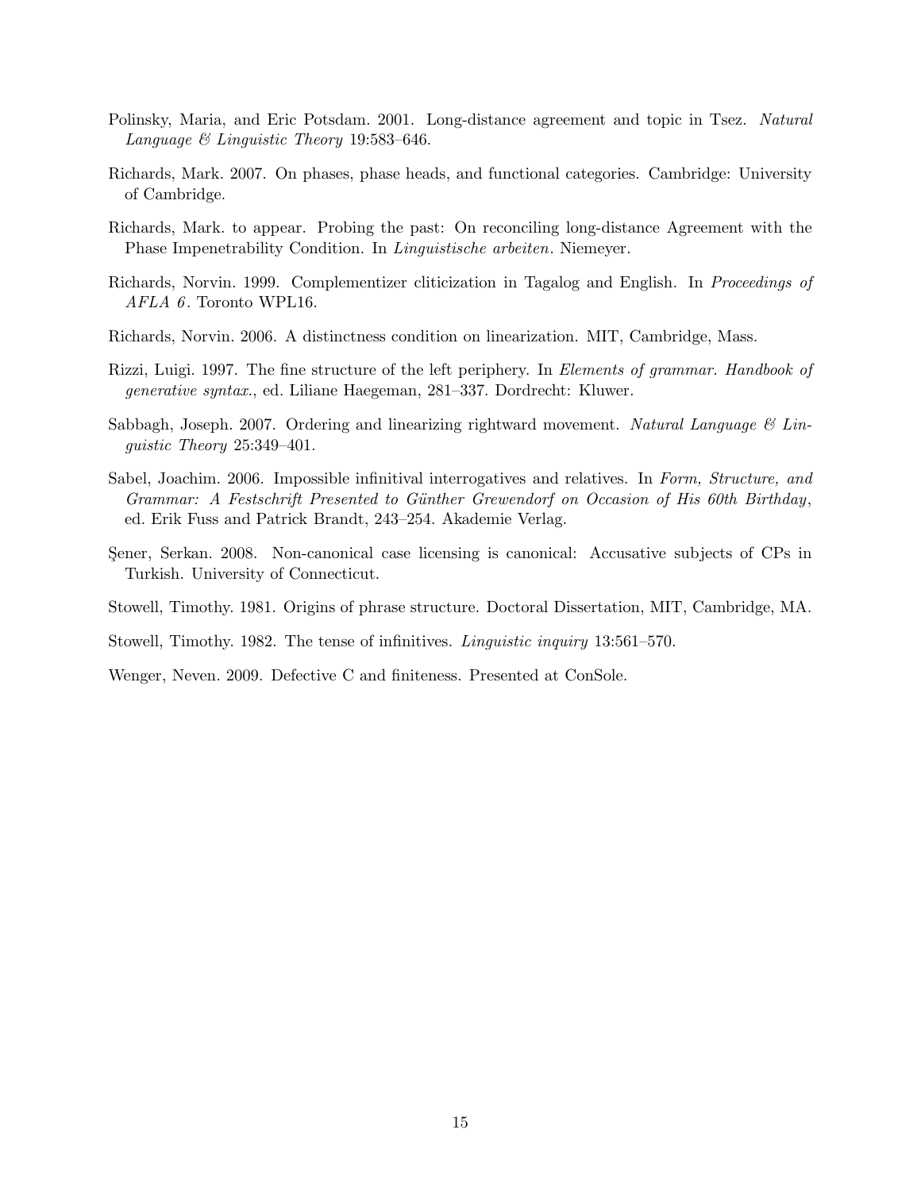Polinsky, Maria, and Eric Potsdam. 2001. Long-distance agreement and topic in Tsez. *Natural Language & Linguistic Theory* 19:583–646.

Richards, Mark. 2007. On phases, phase heads, and functional categories. Cambridge: University of Cambridge.

Richards, Mark. to appear. Probing the past: On reconciling long-distance Agreement with the Phase Impenetrability Condition. In *Linguistische arbeiten*. Niemeyer.

Richards, Norvin. 1999. Complementizer cliticization in Tagalog and English. In *Proceedings of AFLA 6*. Toronto WPL16.

Richards, Norvin. 2006. A distinctness condition on linearization. MIT, Cambridge, Mass.

Rizzi, Luigi. 1997. The fine structure of the left periphery. In *Elements of grammar. Handbook of generative syntax.*, ed. Liliane Haegeman, 281–337. Dordrecht: Kluwer.

Sabbagh, Joseph. 2007. Ordering and linearizing rightward movement. *Natural Language & Linguistic Theory* 25:349–401.

Sabel, Joachim. 2006. Impossible infinitival interrogatives and relatives. In *Form, Structure, and Grammar: A Festschrift Presented to Günther Grewendorf on Occasion of His 60th Birthday*, ed. Erik Fuss and Patrick Brandt, 243–254. Akademie Verlag.

Şener, Serkan. 2008. Non-canonical case licensing is canonical: Accusative subjects of CPs in Turkish. University of Connecticut.

Stowell, Timothy. 1981. Origins of phrase structure. Doctoral Dissertation, MIT, Cambridge, MA.

Stowell, Timothy. 1982. The tense of infinitives. *Linguistic inquiry* 13:561–570.

Wenger, Neven. 2009. Defective C and finiteness. Presented at ConSole.